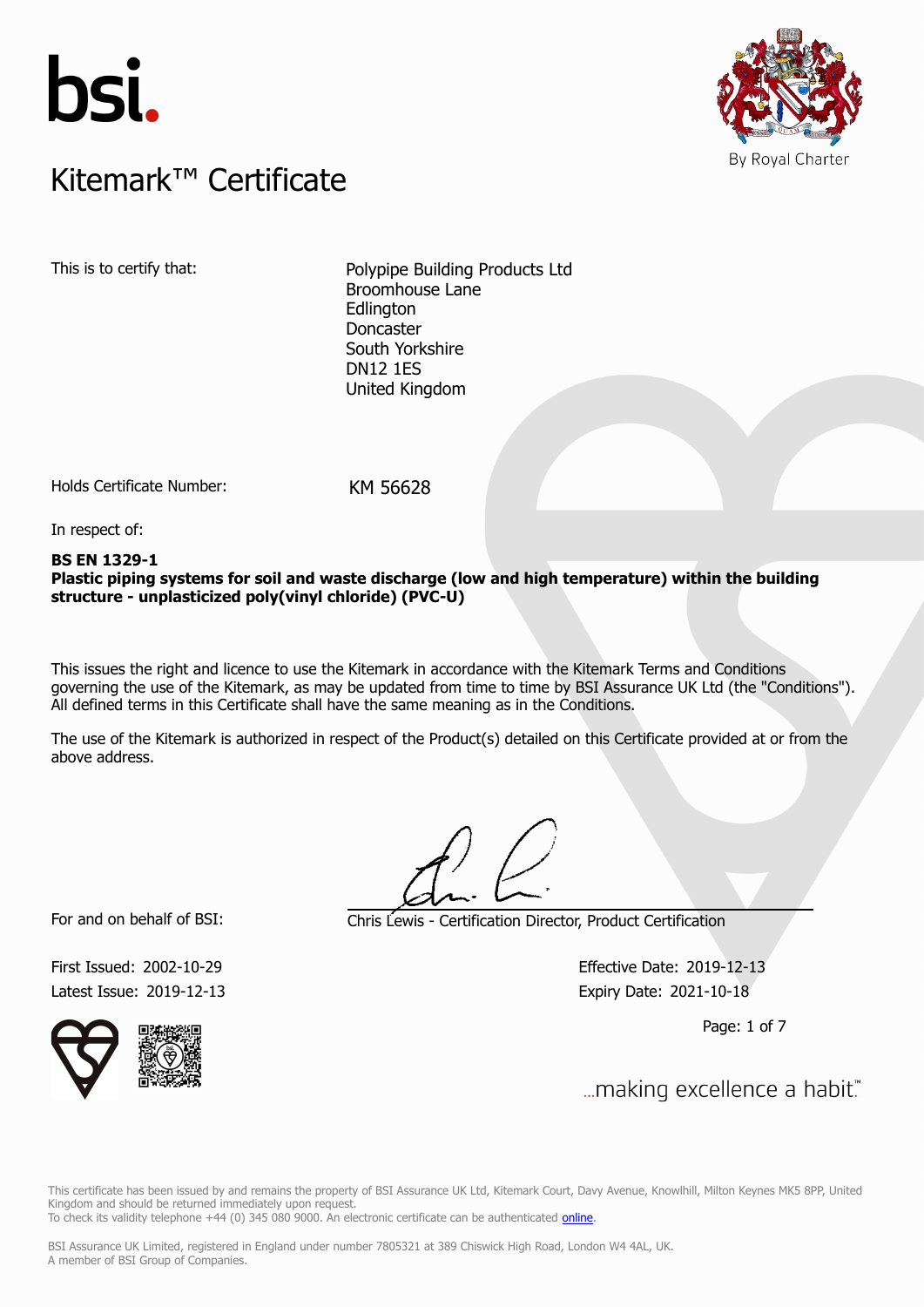# Kitemark™ Certificate

This is to certify that: Polypipe Building Products Ltd
Broomhouse Lane
Edlington
Doncaster
South Yorkshire
DN12 1ES
United Kingdom

Holds Certificate Number: KM 56628

In respect of:

**BS EN 1329-1**
**Plastic piping systems for soil and waste discharge (low and high temperature) within the building structure - unplasticized poly(vinyl chloride) (PVC-U)**

This issues the right and licence to use the Kitemark in accordance with the Kitemark Terms and Conditions governing the use of the Kitemark, as may be updated from time to time by BSI Assurance UK Ltd (the "Conditions"). All defined terms in this Certificate shall have the same meaning as in the Conditions.

The use of the Kitemark is authorized in respect of the Product(s) detailed on this Certificate provided at or from the above address.

For and on behalf of BSI: Chris Lewis - Certification Director, Product Certification

First Issued: 2002-10-29
Latest Issue: 2019-12-13

Effective Date: 2019-12-13
Expiry Date: 2021-10-18

...making excellence a habit.™

This certificate has been issued by and remains the property of BSI Assurance UK Ltd, Kitemark Court, Davy Avenue, Knowlhill, Milton Keynes MK5 8PP, United Kingdom and should be returned immediately upon request.
To check its validity telephone +44 (0) 345 080 9000. An electronic certificate can be authenticated online.

BSI Assurance UK Limited, registered in England under number 7805321 at 389 Chiswick High Road, London W4 4AL, UK.
A member of BSI Group of Companies.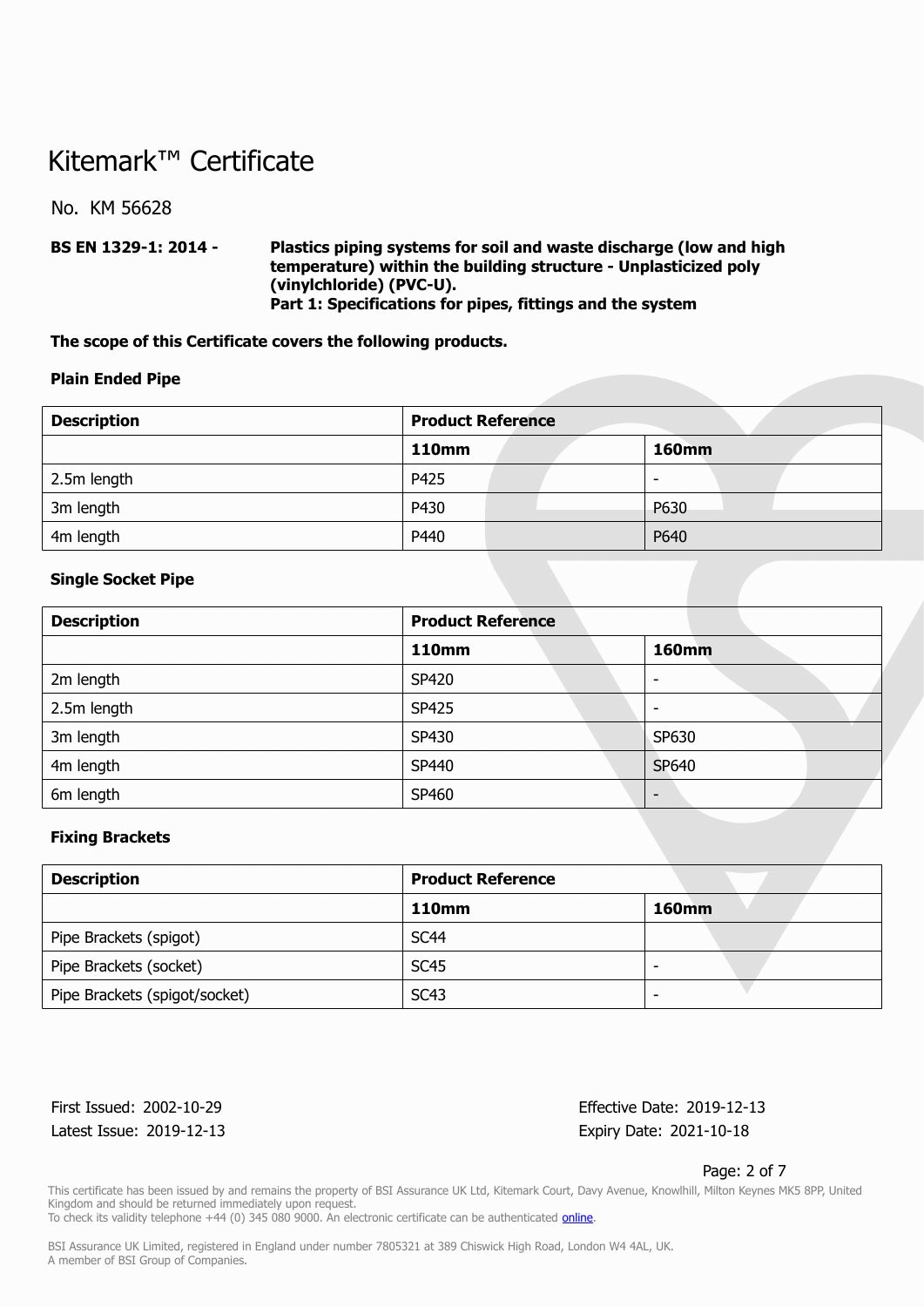# Kitemark™ Certificate

No. KM 56628

**BS EN 1329-1: 2014 -** **Plastics piping systems for soil and waste discharge (low and high temperature) within the building structure - Unplasticized poly (vinylchloride) (PVC-U). Part 1: Specifications for pipes, fittings and the system**

**The scope of this Certificate covers the following products.**

### Plain Ended Pipe

| Description | Product Reference | |
|---|---|---|
| | **110mm** | **160mm** |
| 2.5m length | P425 | - |
| 3m length | P430 | P630 |
| 4m length | P440 | P640 |

### Single Socket Pipe

| Description | Product Reference | |
|---|---|---|
| | **110mm** | **160mm** |
| 2m length | SP420 | - |
| 2.5m length | SP425 | - |
| 3m length | SP430 | SP630 |
| 4m length | SP440 | SP640 |
| 6m length | SP460 | - |

### Fixing Brackets

| Description | Product Reference | |
|---|---|---|
| | **110mm** | **160mm** |
| Pipe Brackets (spigot) | SC44 | |
| Pipe Brackets (socket) | SC45 | - |
| Pipe Brackets (spigot/socket) | SC43 | - |

First Issued: 2002-10-29
Latest Issue: 2019-12-13

Effective Date: 2019-12-13
Expiry Date: 2021-10-18

This certificate has been issued by and remains the property of BSI Assurance UK Ltd, Kitemark Court, Davy Avenue, Knowlhill, Milton Keynes MK5 8PP, United Kingdom and should be returned immediately upon request.
To check its validity telephone +44 (0) 345 080 9000. An electronic certificate can be authenticated online.

BSI Assurance UK Limited, registered in England under number 7805321 at 389 Chiswick High Road, London W4 4AL, UK.
A member of BSI Group of Companies.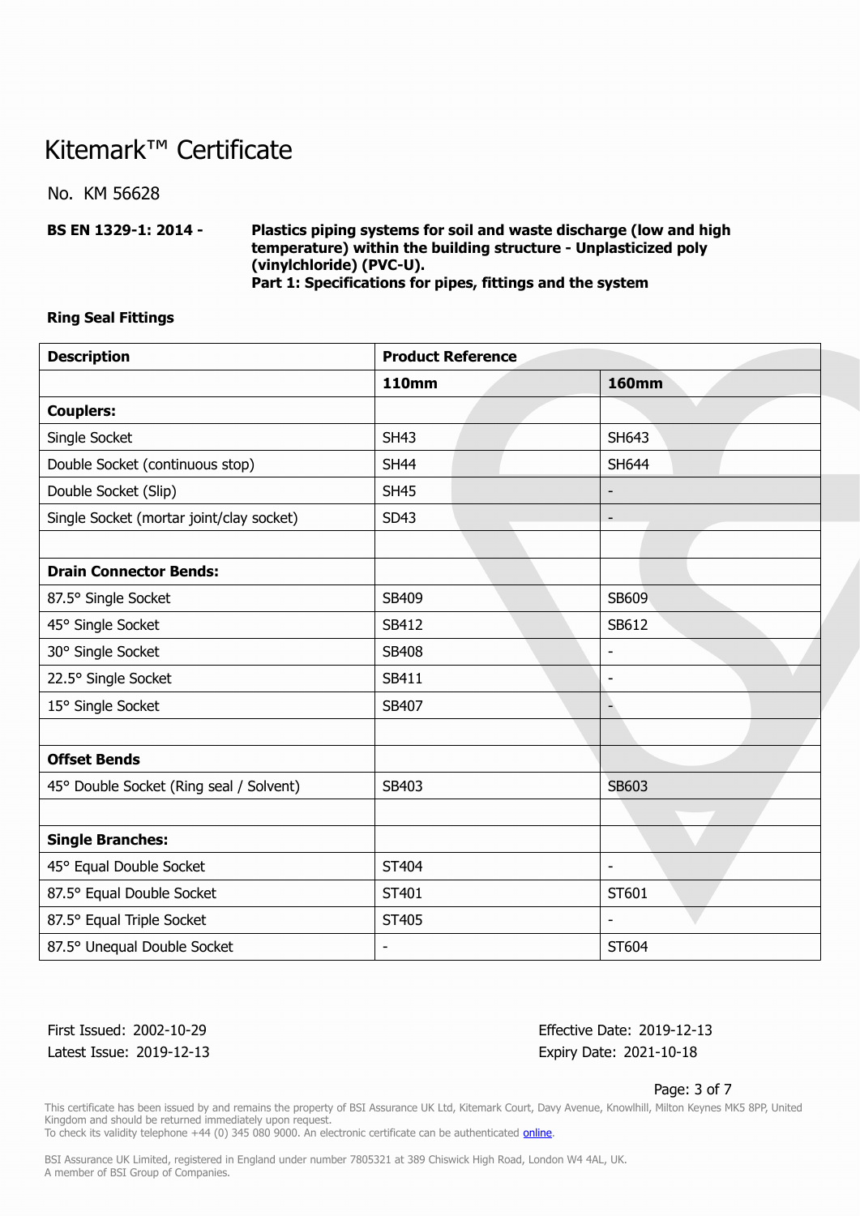# Kitemark™ Certificate

No. KM 56628

**BS EN 1329-1: 2014 -** **Plastics piping systems for soil and waste discharge (low and high temperature) within the building structure - Unplasticized poly (vinylchloride) (PVC-U). Part 1: Specifications for pipes, fittings and the system**

**Ring Seal Fittings**

| **Description** | **Product Reference** | |
|---|---|---|
| | **110mm** | **160mm** |
| **Couplers:** | | |
| Single Socket | SH43 | SH643 |
| Double Socket (continuous stop) | SH44 | SH644 |
| Double Socket (Slip) | SH45 | - |
| Single Socket (mortar joint/clay socket) | SD43 | - |
| | | |
| **Drain Connector Bends:** | | |
| 87.5° Single Socket | SB409 | SB609 |
| 45° Single Socket | SB412 | SB612 |
| 30° Single Socket | SB408 | - |
| 22.5° Single Socket | SB411 | - |
| 15° Single Socket | SB407 | - |
| | | |
| **Offset Bends** | | |
| 45° Double Socket (Ring seal / Solvent) | SB403 | SB603 |
| | | |
| **Single Branches:** | | |
| 45° Equal Double Socket | ST404 | - |
| 87.5° Equal Double Socket | ST401 | ST601 |
| 87.5° Equal Triple Socket | ST405 | - |
| 87.5° Unequal Double Socket | - | ST604 |

First Issued: 2002-10-29
Latest Issue: 2019-12-13

Effective Date: 2019-12-13
Expiry Date: 2021-10-18

This certificate has been issued by and remains the property of BSI Assurance UK Ltd, Kitemark Court, Davy Avenue, Knowlhill, Milton Keynes MK5 8PP, United Kingdom and should be returned immediately upon request.
To check its validity telephone +44 (0) 345 080 9000. An electronic certificate can be authenticated online.

BSI Assurance UK Limited, registered in England under number 7805321 at 389 Chiswick High Road, London W4 4AL, UK.
A member of BSI Group of Companies.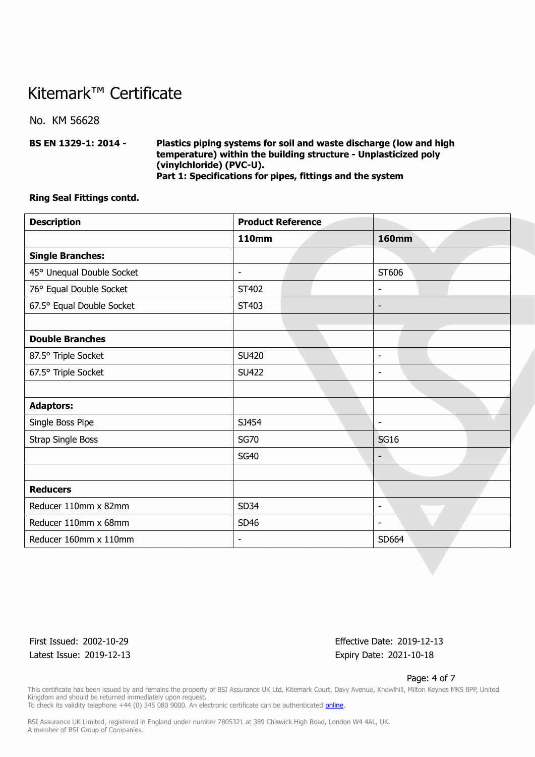# Kitemark™ Certificate

No. KM 56628

**BS EN 1329-1: 2014 -** **Plastics piping systems for soil and waste discharge (low and high temperature) within the building structure - Unplasticized poly (vinylchloride) (PVC-U). Part 1: Specifications for pipes, fittings and the system**

**Ring Seal Fittings contd.**

| **Description** | **Product Reference** | |
|---|---|---|
| | **110mm** | **160mm** |
| **Single Branches:** | | |
| 45° Unequal Double Socket | - | ST606 |
| 76° Equal Double Socket | ST402 | - |
| 67.5° Equal Double Socket | ST403 | - |
| | | |
| **Double Branches** | | |
| 87.5° Triple Socket | SU420 | - |
| 67.5° Triple Socket | SU422 | - |
| | | |
| **Adaptors:** | | |
| Single Boss Pipe | SJ454 | - |
| Strap Single Boss | SG70 | SG16 |
| | SG40 | - |
| | | |
| **Reducers** | | |
| Reducer 110mm x 82mm | SD34 | - |
| Reducer 110mm x 68mm | SD46 | - |
| Reducer 160mm x 110mm | - | SD664 |

First Issued: 2002-10-29
Latest Issue: 2019-12-13

Effective Date: 2019-12-13
Expiry Date: 2021-10-18

This certificate has been issued by and remains the property of BSI Assurance UK Ltd, Kitemark Court, Davy Avenue, Knowlhill, Milton Keynes MK5 8PP, United Kingdom and should be returned immediately upon request.
To check its validity telephone +44 (0) 345 080 9000. An electronic certificate can be authenticated online.

BSI Assurance UK Limited, registered in England under number 7805321 at 389 Chiswick High Road, London W4 4AL, UK.
A member of BSI Group of Companies.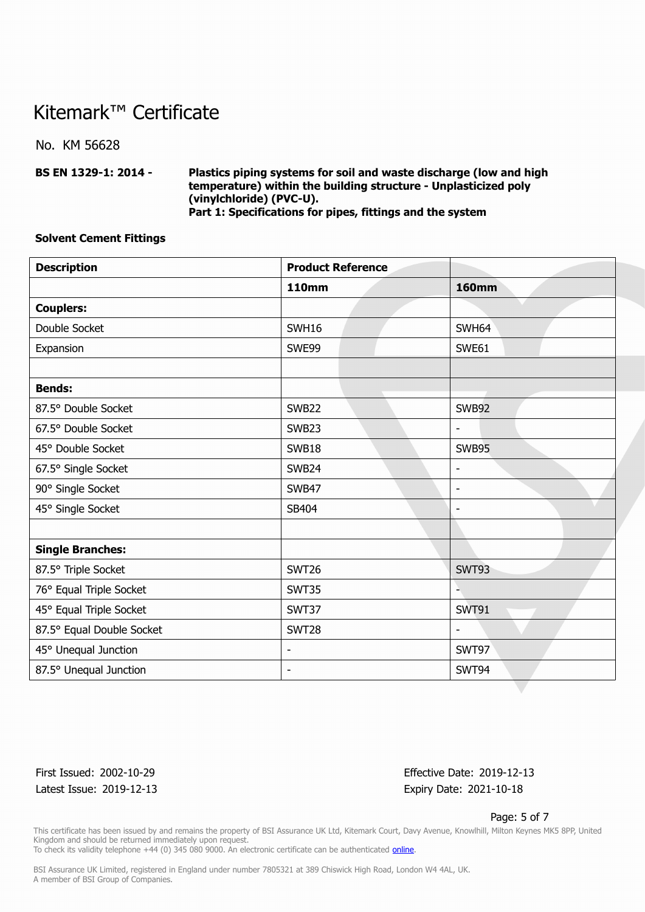# Kitemark™ Certificate

No. KM 56628

**BS EN 1329-1: 2014 -** **Plastics piping systems for soil and waste discharge (low and high temperature) within the building structure - Unplasticized poly (vinylchloride) (PVC-U). Part 1: Specifications for pipes, fittings and the system**

**Solvent Cement Fittings**

| **Description** | **Product Reference** | |
|---|---|---|
| | **110mm** | **160mm** |
| **Couplers:** | | |
| Double Socket | SWH16 | SWH64 |
| Expansion | SWE99 | SWE61 |
| | | |
| **Bends:** | | |
| 87.5° Double Socket | SWB22 | SWB92 |
| 67.5° Double Socket | SWB23 | - |
| 45° Double Socket | SWB18 | SWB95 |
| 67.5° Single Socket | SWB24 | - |
| 90° Single Socket | SWB47 | - |
| 45° Single Socket | SB404 | - |
| | | |
| **Single Branches:** | | |
| 87.5° Triple Socket | SWT26 | SWT93 |
| 76° Equal Triple Socket | SWT35 | - |
| 45° Equal Triple Socket | SWT37 | SWT91 |
| 87.5° Equal Double Socket | SWT28 | - |
| 45° Unequal Junction | - | SWT97 |
| 87.5° Unequal Junction | - | SWT94 |

First Issued: 2002-10-29
Latest Issue: 2019-12-13

Effective Date: 2019-12-13
Expiry Date: 2021-10-18

This certificate has been issued by and remains the property of BSI Assurance UK Ltd, Kitemark Court, Davy Avenue, Knowlhill, Milton Keynes MK5 8PP, United Kingdom and should be returned immediately upon request.
To check its validity telephone +44 (0) 345 080 9000. An electronic certificate can be authenticated online.

BSI Assurance UK Limited, registered in England under number 7805321 at 389 Chiswick High Road, London W4 4AL, UK.
A member of BSI Group of Companies.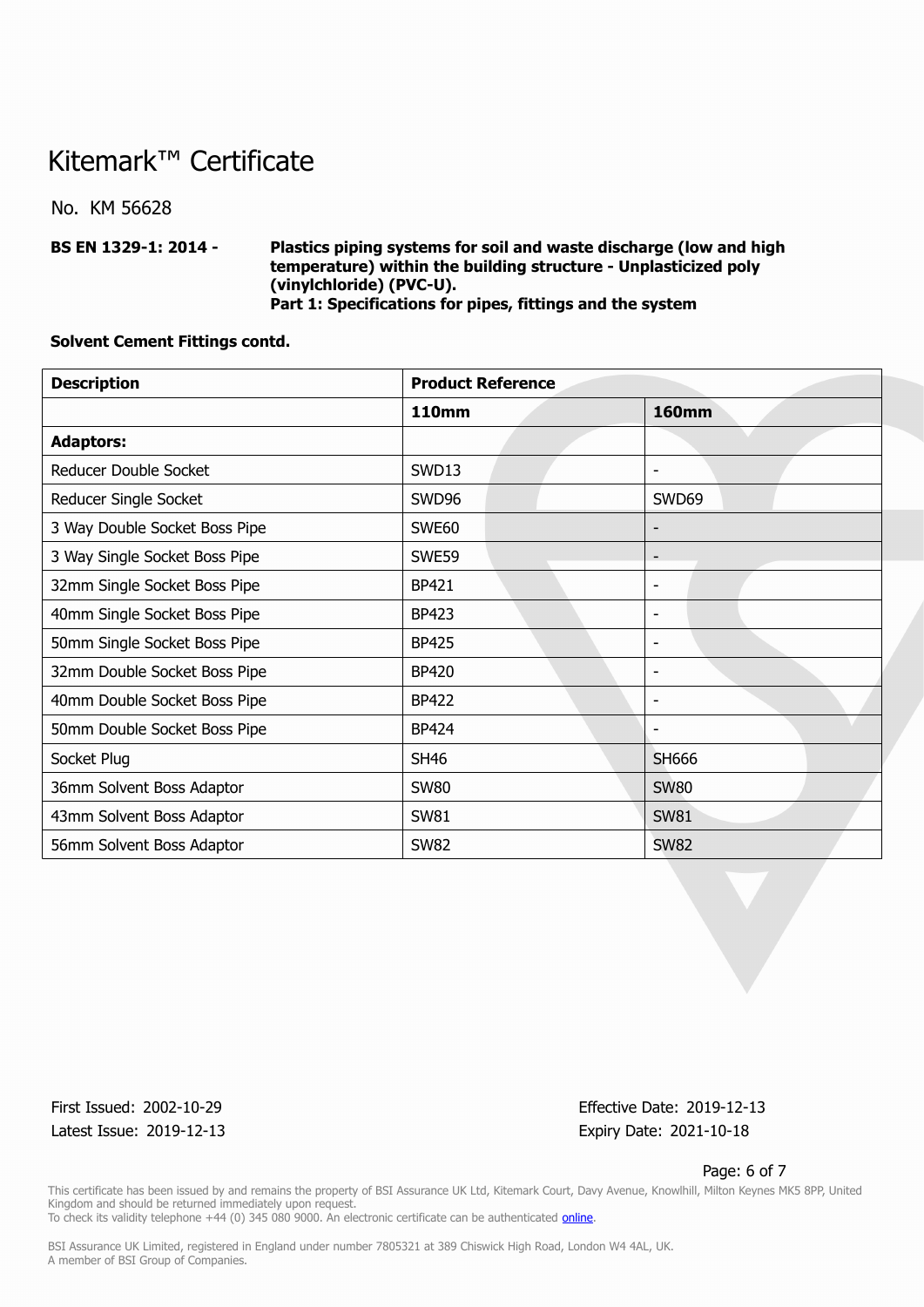# Kitemark™ Certificate

No. KM 56628

**BS EN 1329-1: 2014 -** **Plastics piping systems for soil and waste discharge (low and high temperature) within the building structure - Unplasticized poly (vinylchloride) (PVC-U).**
**Part 1: Specifications for pipes, fittings and the system**

**Solvent Cement Fittings contd.**

| **Description** | **Product Reference** | |
|---|---|---|
| | **110mm** | **160mm** |
| **Adaptors:** | | |
| Reducer Double Socket | SWD13 | - |
| Reducer Single Socket | SWD96 | SWD69 |
| 3 Way Double Socket Boss Pipe | SWE60 | - |
| 3 Way Single Socket Boss Pipe | SWE59 | - |
| 32mm Single Socket Boss Pipe | BP421 | - |
| 40mm Single Socket Boss Pipe | BP423 | - |
| 50mm Single Socket Boss Pipe | BP425 | - |
| 32mm Double Socket Boss Pipe | BP420 | - |
| 40mm Double Socket Boss Pipe | BP422 | - |
| 50mm Double Socket Boss Pipe | BP424 | - |
| Socket Plug | SH46 | SH666 |
| 36mm Solvent Boss Adaptor | SW80 | SW80 |
| 43mm Solvent Boss Adaptor | SW81 | SW81 |
| 56mm Solvent Boss Adaptor | SW82 | SW82 |

First Issued: 2002-10-29
Latest Issue: 2019-12-13

Effective Date: 2019-12-13
Expiry Date: 2021-10-18

This certificate has been issued by and remains the property of BSI Assurance UK Ltd, Kitemark Court, Davy Avenue, Knowlhill, Milton Keynes MK5 8PP, United Kingdom and should be returned immediately upon request.
To check its validity telephone +44 (0) 345 080 9000. An electronic certificate can be authenticated online.

BSI Assurance UK Limited, registered in England under number 7805321 at 389 Chiswick High Road, London W4 4AL, UK.
A member of BSI Group of Companies.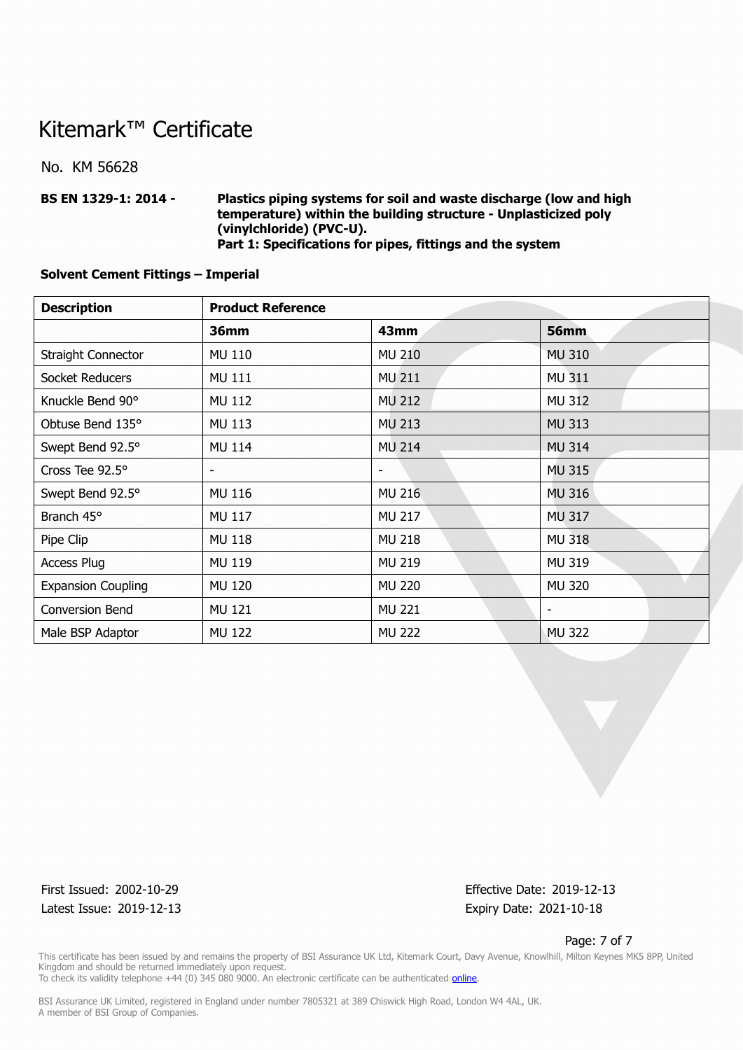# Kitemark™ Certificate

No. KM 56628

**BS EN 1329-1: 2014 -** **Plastics piping systems for soil and waste discharge (low and high temperature) within the building structure - Unplasticized poly (vinylchloride) (PVC-U).**
**Part 1: Specifications for pipes, fittings and the system**

**Solvent Cement Fittings – Imperial**

| Description | Product Reference | | |
|---|---|---|---|
| | **36mm** | **43mm** | **56mm** |
| Straight Connector | MU 110 | MU 210 | MU 310 |
| Socket Reducers | MU 111 | MU 211 | MU 311 |
| Knuckle Bend 90° | MU 112 | MU 212 | MU 312 |
| Obtuse Bend 135° | MU 113 | MU 213 | MU 313 |
| Swept Bend 92.5° | MU 114 | MU 214 | MU 314 |
| Cross Tee 92.5° | - | - | MU 315 |
| Swept Bend 92.5° | MU 116 | MU 216 | MU 316 |
| Branch 45° | MU 117 | MU 217 | MU 317 |
| Pipe Clip | MU 118 | MU 218 | MU 318 |
| Access Plug | MU 119 | MU 219 | MU 319 |
| Expansion Coupling | MU 120 | MU 220 | MU 320 |
| Conversion Bend | MU 121 | MU 221 | - |
| Male BSP Adaptor | MU 122 | MU 222 | MU 322 |

First Issued: 2002-10-29
Latest Issue: 2019-12-13

Effective Date: 2019-12-13
Expiry Date: 2021-10-18

This certificate has been issued by and remains the property of BSI Assurance UK Ltd, Kitemark Court, Davy Avenue, Knowlhill, Milton Keynes MK5 8PP, United Kingdom and should be returned immediately upon request.
To check its validity telephone +44 (0) 345 080 9000. An electronic certificate can be authenticated online.

BSI Assurance UK Limited, registered in England under number 7805321 at 389 Chiswick High Road, London W4 4AL, UK.
A member of BSI Group of Companies.